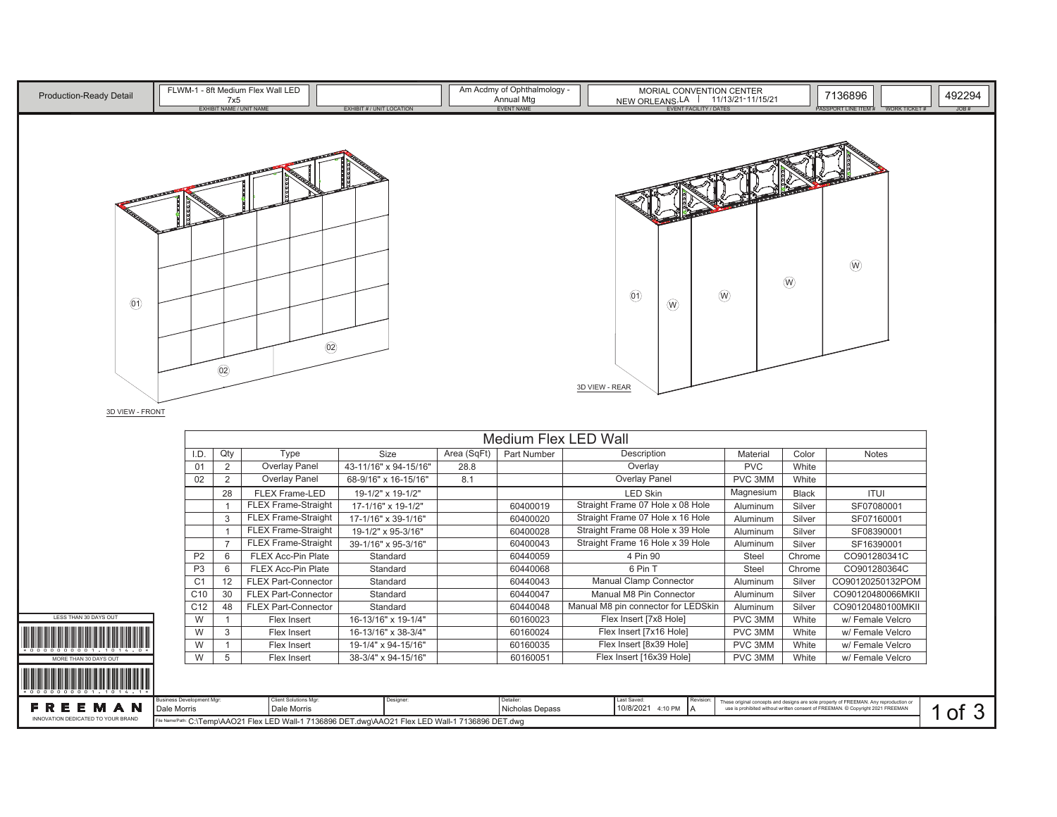Production-Ready Detail

| EXHIBIT NAME / UNIT NAME | EXHIBIT # / UNIT LOCATION | EVENT NAME | EVENT FACILITY / DATES | PASSPORT LINE ITEM # | WORK TICKET # | JOB # |
|---|---|---|---|---|---|---|
| FLWM-1 - 8ft Medium Flex Wall LED 7x5 | | Am Acdmy of Ophthalmology - Annual Mtg | MORIAL CONVENTION CENTER NEW ORLEANS, LA \| 11/13/21-11/15/21 | 7136896 | | 492294 |

01 02 02

3D VIEW - FRONT

01 W W W W

3D VIEW - REAR

## Medium Flex LED Wall

| I.D. | Qty | Type | Size | Area (SqFt) | Part Number | Description | Material | Color | Notes |
|---|---|---|---|---|---|---|---|---|---|
| 01 | 2 | Overlay Panel | 43-11/16" x 94-15/16" | 28.8 | | Overlay | PVC | White | |
| 02 | 2 | Overlay Panel | 68-9/16" x 16-15/16" | 8.1 | | Overlay Panel | PVC 3MM | White | |
| | 28 | FLEX Frame-LED | 19-1/2" x 19-1/2" | | | LED Skin | Magnesium | Black | ITUI |
| | 1 | FLEX Frame-Straight | 17-1/16" x 19-1/2" | | 60400019 | Straight Frame 07 Hole x 08 Hole | Aluminum | Silver | SF07080001 |
| | 3 | FLEX Frame-Straight | 17-1/16" x 39-1/16" | | 60400020 | Straight Frame 07 Hole x 16 Hole | Aluminum | Silver | SF07160001 |
| | 1 | FLEX Frame-Straight | 19-1/2" x 95-3/16" | | 60400028 | Straight Frame 08 Hole x 39 Hole | Aluminum | Silver | SF08390001 |
| | 7 | FLEX Frame-Straight | 39-1/16" x 95-3/16" | | 60400043 | Straight Frame 16 Hole x 39 Hole | Aluminum | Silver | SF16390001 |
| P2 | 6 | FLEX Acc-Pin Plate | Standard | | 60440059 | 4 Pin 90 | Steel | Chrome | CO901280341C |
| P3 | 6 | FLEX Acc-Pin Plate | Standard | | 60440068 | 6 Pin T | Steel | Chrome | CO901280364C |
| C1 | 12 | FLEX Part-Connector | Standard | | 60440043 | Manual Clamp Connector | Aluminum | Silver | CO90120250132POM |
| C10 | 30 | FLEX Part-Connector | Standard | | 60440047 | Manual M8 Pin Connector | Aluminum | Silver | CO90120480066MKII |
| C12 | 48 | FLEX Part-Connector | Standard | | 60440048 | Manual M8 pin connector for LEDSkin | Aluminum | Silver | CO90120480100MKII |
| W | 1 | Flex Insert | 16-13/16" x 19-1/4" | | 60160023 | Flex Insert [7x8 Hole] | PVC 3MM | White | w/ Female Velcro |
| W | 3 | Flex Insert | 16-13/16" x 38-3/4" | | 60160024 | Flex Insert [7x16 Hole] | PVC 3MM | White | w/ Female Velcro |
| W | 1 | Flex Insert | 19-1/4" x 94-15/16" | | 60160035 | Flex Insert [8x39 Hole] | PVC 3MM | White | w/ Female Velcro |
| W | 5 | Flex Insert | 38-3/4" x 94-15/16" | | 60160051 | Flex Insert [16x39 Hole] | PVC 3MM | White | w/ Female Velcro |

LESS THAN 30 DAYS OUT

\*0000000001.1014.0\*

MORE THAN 30 DAYS OUT

\*0000000001.1014.1\*

FREEMAN

INNOVATION DEDICATED TO YOUR BRAND

| Business Development Mgr: | Client Solutions Mgr: | Designer: | Detailer: | Last Saved: | Revision: |
|---|---|---|---|---|---|
| Dale Morris | Dale Morris | | Nicholas Depass | 10/8/2021 4:10 PM | A |

File Name/Path: C:\Temp\AAO21 Flex LED Wall-1 7136896 DET.dwg\AAO21 Flex LED Wall-1 7136896 DET.dwg

These original concepts and designs are sole property of FREEMAN. Any reproduction or use is prohibited without written consent of FREEMAN. © Copyright 2021 FREEMAN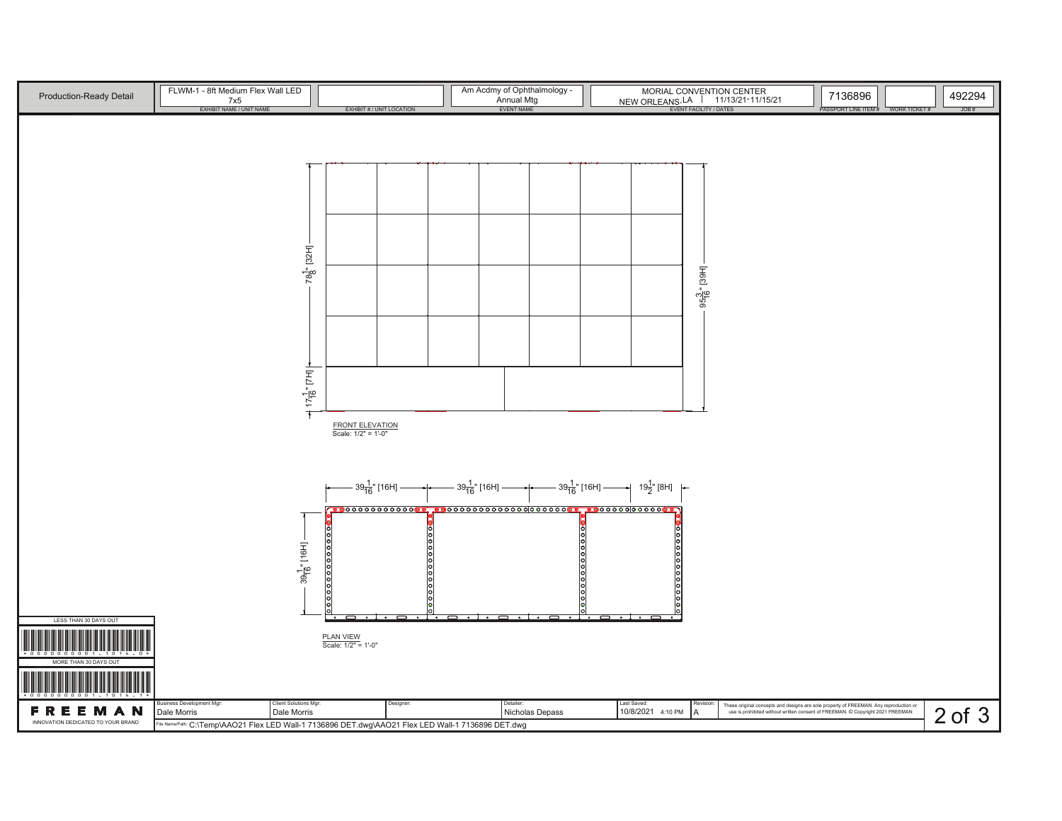| Production-Ready Detail | FLWM-1 - 8ft Medium Flex Wall LED 7x5 | | Am Acdmy of Ophthalmology - Annual Mtg | MORIAL CONVENTION CENTER NEW ORLEANS, LA \| 11/13/21-11/15/21 | 7136896 | | 492294 |
|---|---|---|---|---|---|---|---|
| | EXHIBIT NAME / UNIT NAME | EXHIBIT # / UNIT LOCATION | EVENT NAME | EVENT FACILITY / DATES | PASSPORT LINE ITEM # | WORK TICKET # | JOB # |

78 1/8" [32H]

17 1/16" [7H]

95 3/16" [39H]

FRONT ELEVATION
Scale: 1/2" = 1'-0"

39 1/16" [16H] | 39 1/16" [16H] | 39 1/16" [16H] | 19 1/2" [8H]

39 1/16" [16H]

PLAN VIEW
Scale: 1/2" = 1'-0"

LESS THAN 30 DAYS OUT

\*0000000001.1014.0\*

MORE THAN 30 DAYS OUT

\*0000000001.1014.1\*

FREEMAN
INNOVATION DEDICATED TO YOUR BRAND

| Business Development Mgr: | Client Solutions Mgr: | Designer: | Detailer: | Last Saved: | Revision: |
|---|---|---|---|---|---|
| Dale Morris | Dale Morris | | Nicholas Depass | 10/8/2021 4:10 PM | A |

These original concepts and designs are sole property of FREEMAN. Any reproduction or use is prohibited without written consent of FREEMAN. © Copyright 2021 FREEMAN

File Name/Path: C:\Temp\AAO21 Flex LED Wall-1 7136896 DET.dwg\AAO21 Flex LED Wall-1 7136896 DET.dwg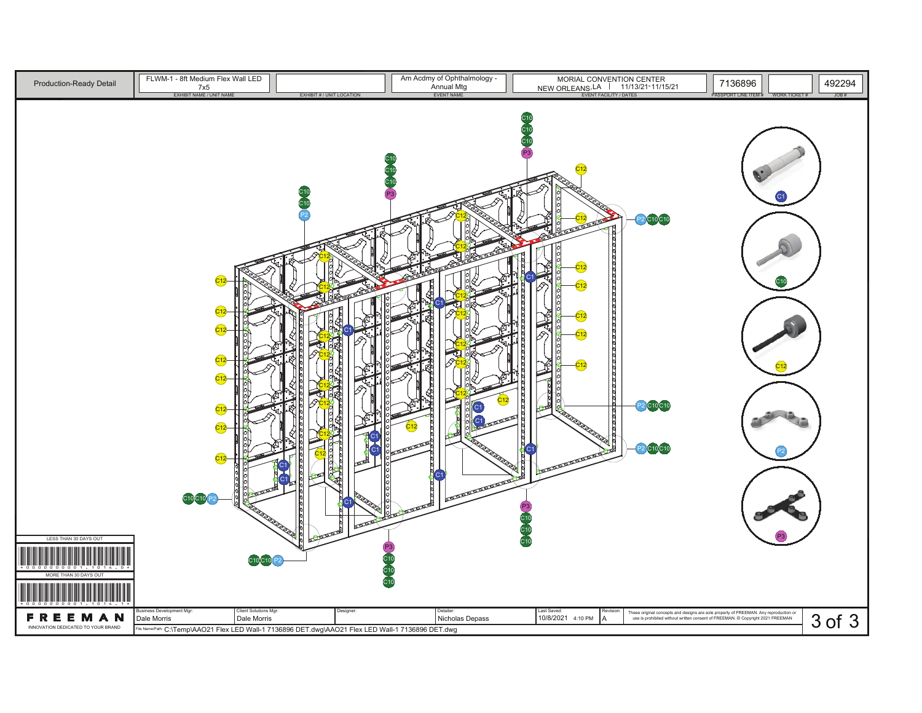| Production-Ready Detail | FLWM-1 - 8ft Medium Flex Wall LED 7x5 | | Am Acdmy of Ophthalmology - Annual Mtg | MORIAL CONVENTION CENTER NEW ORLEANS, LA \| 11/13/21-11/15/21 | 7136896 | | 492294 |
|---|---|---|---|---|---|---|---|
| | EXHIBIT NAME / UNIT NAME | EXHIBIT # / UNIT LOCATION | EVENT NAME | EVENT FACILITY / DATES | PASSPORT LINE ITEM # | WORK TICKET # | JOB # |

C10 C10 C10 P3

C10 C10 C10 P3

C10 C10 P2

C12

P2 C10 C10

C1

C10

C12

P2

P3

LESS THAN 30 DAYS OUT

MORE THAN 30 DAYS OUT

**FREEMAN**

INNOVATION DEDICATED TO YOUR BRAND

| Business Development Mgr: | Client Solutions Mgr: | Designer: | Detailer: | Last Saved: | Revision: | |
|---|---|---|---|---|---|---|
| Dale Morris | Dale Morris | | Nicholas Depass | 10/8/2021 4:10 PM | A | These original concepts and designs are sole property of FREEMAN. Any reproduction or use is prohibited without written consent of FREEMAN. © Copyright 2021 FREEMAN |

File Name/Path: C:\Temp\AAO21 Flex LED Wall-1 7136896 DET.dwg\AAO21 Flex LED Wall-1 7136896 DET.dwg